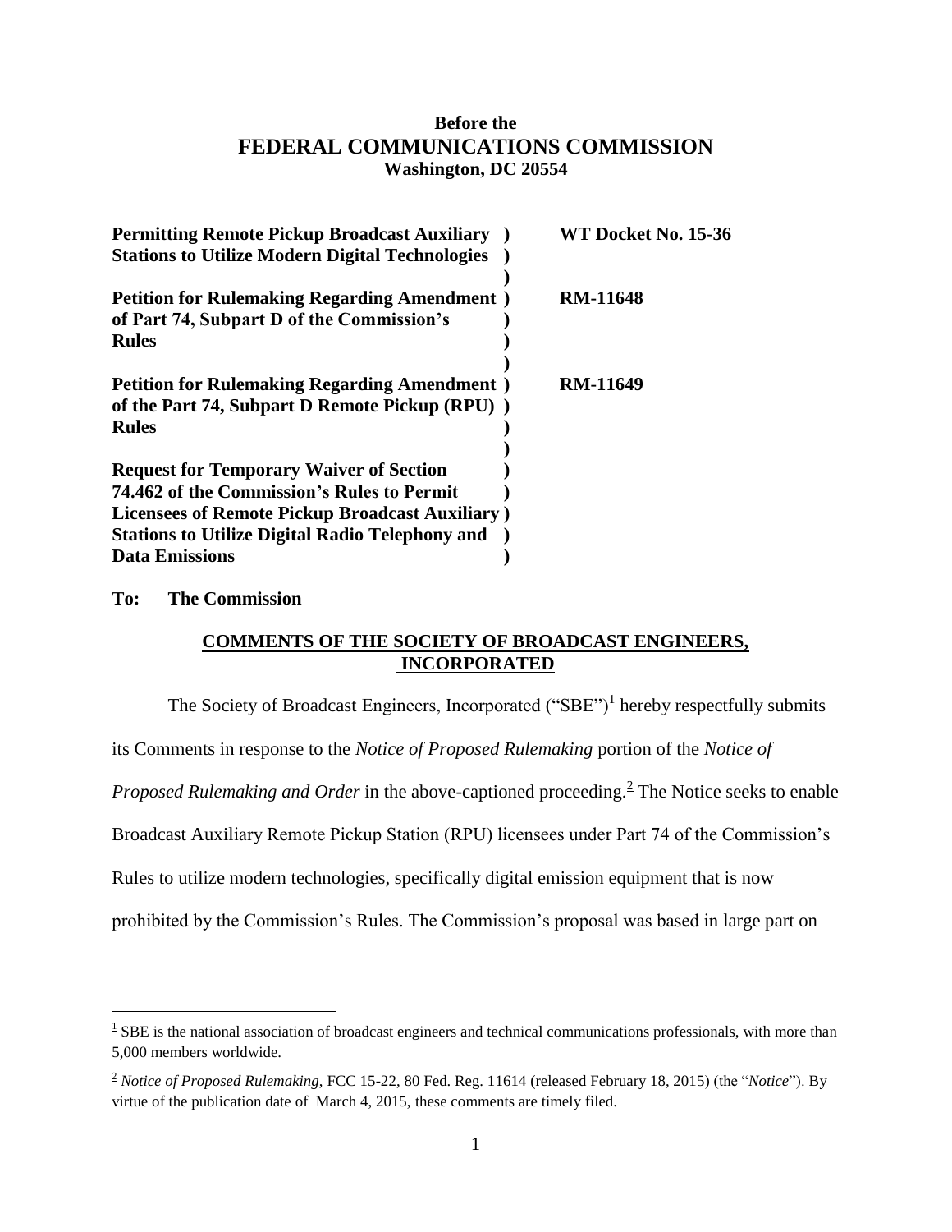**Before the**
**FEDERAL COMMUNICATIONS COMMISSION**
**Washington, DC 20554**

| | | |
|---|---|---|
| **Permitting Remote Pickup Broadcast Auxiliary Stations to Utilize Modern Digital Technologies** | **)** | **WT Docket No. 15-36** |
| **Petition for Rulemaking Regarding Amendment of Part 74, Subpart D of the Commission's Rules** | **)** | **RM-11648** |
| **Petition for Rulemaking Regarding Amendment of the Part 74, Subpart D Remote Pickup (RPU) Rules** | **)** | **RM-11649** |
| **Request for Temporary Waiver of Section 74.462 of the Commission's Rules to Permit Licensees of Remote Pickup Broadcast Auxiliary Stations to Utilize Digital Radio Telephony and Data Emissions** | **)** | |

**To: The Commission**

**COMMENTS OF THE SOCIETY OF BROADCAST ENGINEERS, INCORPORATED**

The Society of Broadcast Engineers, Incorporated ("SBE")[1] hereby respectfully submits its Comments in response to the *Notice of Proposed Rulemaking* portion of the *Notice of Proposed Rulemaking and Order* in the above-captioned proceeding.[2] The Notice seeks to enable Broadcast Auxiliary Remote Pickup Station (RPU) licensees under Part 74 of the Commission's Rules to utilize modern technologies, specifically digital emission equipment that is now prohibited by the Commission's Rules. The Commission's proposal was based in large part on

---

[1] SBE is the national association of broadcast engineers and technical communications professionals, with more than 5,000 members worldwide.

[2] *Notice of Proposed Rulemaking*, FCC 15-22, 80 Fed. Reg. 11614 (released February 18, 2015) (the "*Notice*"). By virtue of the publication date of March 4, 2015, these comments are timely filed.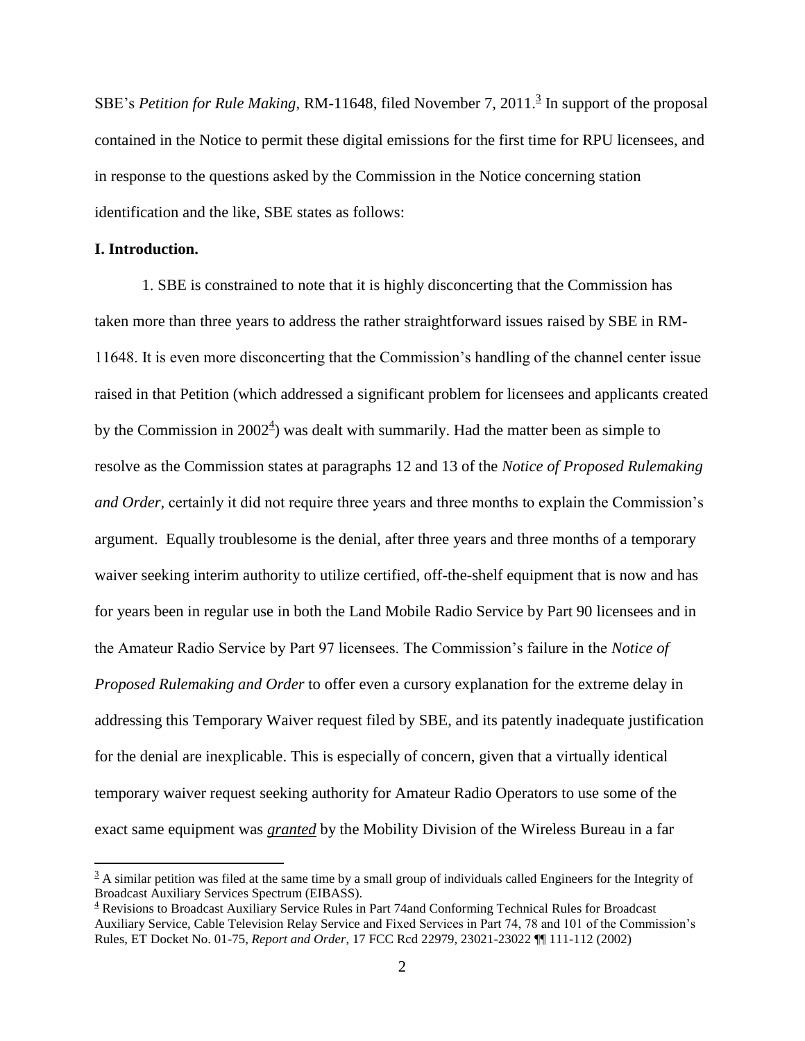SBE's *Petition for Rule Making*, RM-11648, filed November 7, 2011.[3] In support of the proposal contained in the Notice to permit these digital emissions for the first time for RPU licensees, and in response to the questions asked by the Commission in the Notice concerning station identification and the like, SBE states as follows:

**I. Introduction.**

1. SBE is constrained to note that it is highly disconcerting that the Commission has taken more than three years to address the rather straightforward issues raised by SBE in RM-11648. It is even more disconcerting that the Commission's handling of the channel center issue raised in that Petition (which addressed a significant problem for licensees and applicants created by the Commission in 2002[4]) was dealt with summarily. Had the matter been as simple to resolve as the Commission states at paragraphs 12 and 13 of the *Notice of Proposed Rulemaking and Order*, certainly it did not require three years and three months to explain the Commission's argument. Equally troublesome is the denial, after three years and three months of a temporary waiver seeking interim authority to utilize certified, off-the-shelf equipment that is now and has for years been in regular use in both the Land Mobile Radio Service by Part 90 licensees and in the Amateur Radio Service by Part 97 licensees. The Commission's failure in the *Notice of Proposed Rulemaking and Order* to offer even a cursory explanation for the extreme delay in addressing this Temporary Waiver request filed by SBE, and its patently inadequate justification for the denial are inexplicable. This is especially of concern, given that a virtually identical temporary waiver request seeking authority for Amateur Radio Operators to use some of the exact same equipment was ***granted*** by the Mobility Division of the Wireless Bureau in a far

---

[3] A similar petition was filed at the same time by a small group of individuals called Engineers for the Integrity of Broadcast Auxiliary Services Spectrum (EIBASS).

[4] Revisions to Broadcast Auxiliary Service Rules in Part 74and Conforming Technical Rules for Broadcast Auxiliary Service, Cable Television Relay Service and Fixed Services in Part 74, 78 and 101 of the Commission's Rules, ET Docket No. 01-75, *Report and Order*, 17 FCC Rcd 22979, 23021-23022 ¶¶ 111-112 (2002)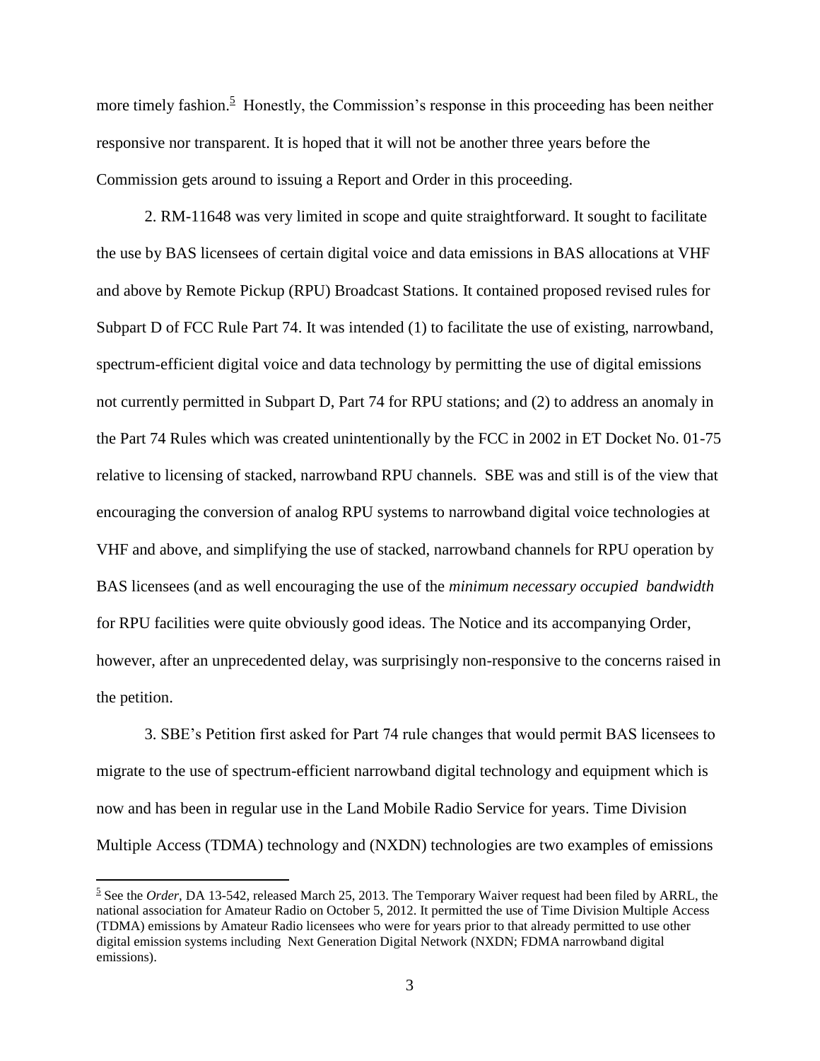more timely fashion.[5] Honestly, the Commission's response in this proceeding has been neither responsive nor transparent. It is hoped that it will not be another three years before the Commission gets around to issuing a Report and Order in this proceeding.

2. RM-11648 was very limited in scope and quite straightforward. It sought to facilitate the use by BAS licensees of certain digital voice and data emissions in BAS allocations at VHF and above by Remote Pickup (RPU) Broadcast Stations. It contained proposed revised rules for Subpart D of FCC Rule Part 74. It was intended (1) to facilitate the use of existing, narrowband, spectrum-efficient digital voice and data technology by permitting the use of digital emissions not currently permitted in Subpart D, Part 74 for RPU stations; and (2) to address an anomaly in the Part 74 Rules which was created unintentionally by the FCC in 2002 in ET Docket No. 01-75 relative to licensing of stacked, narrowband RPU channels. SBE was and still is of the view that encouraging the conversion of analog RPU systems to narrowband digital voice technologies at VHF and above, and simplifying the use of stacked, narrowband channels for RPU operation by BAS licensees (and as well encouraging the use of the *minimum necessary occupied bandwidth* for RPU facilities were quite obviously good ideas. The Notice and its accompanying Order, however, after an unprecedented delay, was surprisingly non-responsive to the concerns raised in the petition.

3. SBE's Petition first asked for Part 74 rule changes that would permit BAS licensees to migrate to the use of spectrum-efficient narrowband digital technology and equipment which is now and has been in regular use in the Land Mobile Radio Service for years. Time Division Multiple Access (TDMA) technology and (NXDN) technologies are two examples of emissions

---

[5] See the *Order,* DA 13-542, released March 25, 2013. The Temporary Waiver request had been filed by ARRL, the national association for Amateur Radio on October 5, 2012. It permitted the use of Time Division Multiple Access (TDMA) emissions by Amateur Radio licensees who were for years prior to that already permitted to use other digital emission systems including Next Generation Digital Network (NXDN; FDMA narrowband digital emissions).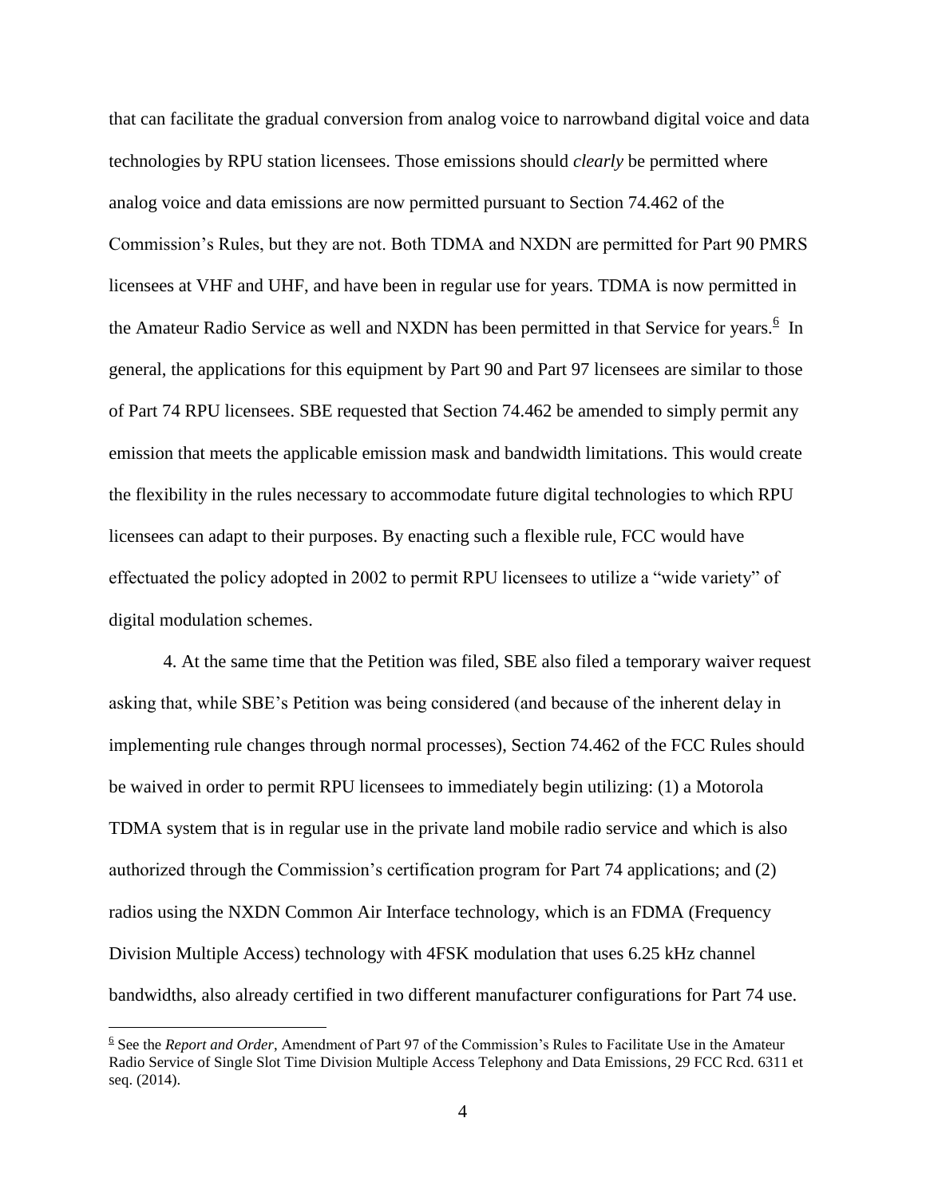that can facilitate the gradual conversion from analog voice to narrowband digital voice and data technologies by RPU station licensees. Those emissions should *clearly* be permitted where analog voice and data emissions are now permitted pursuant to Section 74.462 of the Commission's Rules, but they are not. Both TDMA and NXDN are permitted for Part 90 PMRS licensees at VHF and UHF, and have been in regular use for years. TDMA is now permitted in the Amateur Radio Service as well and NXDN has been permitted in that Service for years.[6] In general, the applications for this equipment by Part 90 and Part 97 licensees are similar to those of Part 74 RPU licensees. SBE requested that Section 74.462 be amended to simply permit any emission that meets the applicable emission mask and bandwidth limitations. This would create the flexibility in the rules necessary to accommodate future digital technologies to which RPU licensees can adapt to their purposes. By enacting such a flexible rule, FCC would have effectuated the policy adopted in 2002 to permit RPU licensees to utilize a "wide variety" of digital modulation schemes.

4. At the same time that the Petition was filed, SBE also filed a temporary waiver request asking that, while SBE's Petition was being considered (and because of the inherent delay in implementing rule changes through normal processes), Section 74.462 of the FCC Rules should be waived in order to permit RPU licensees to immediately begin utilizing: (1) a Motorola TDMA system that is in regular use in the private land mobile radio service and which is also authorized through the Commission's certification program for Part 74 applications; and (2) radios using the NXDN Common Air Interface technology, which is an FDMA (Frequency Division Multiple Access) technology with 4FSK modulation that uses 6.25 kHz channel bandwidths, also already certified in two different manufacturer configurations for Part 74 use.

---

[6] See the *Report and Order*, Amendment of Part 97 of the Commission's Rules to Facilitate Use in the Amateur Radio Service of Single Slot Time Division Multiple Access Telephony and Data Emissions, 29 FCC Rcd. 6311 et seq. (2014).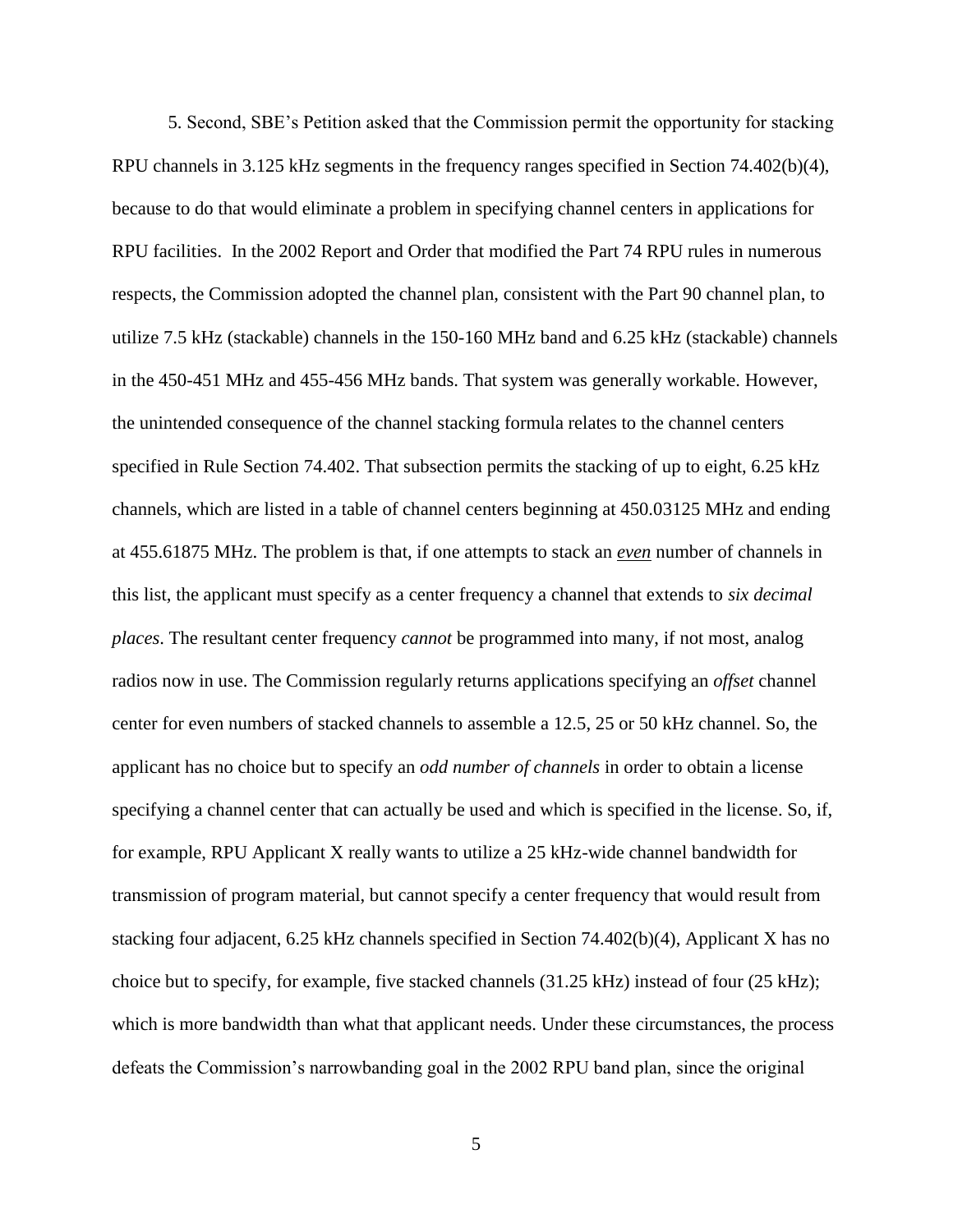5. Second, SBE's Petition asked that the Commission permit the opportunity for stacking RPU channels in 3.125 kHz segments in the frequency ranges specified in Section 74.402(b)(4), because to do that would eliminate a problem in specifying channel centers in applications for RPU facilities. In the 2002 Report and Order that modified the Part 74 RPU rules in numerous respects, the Commission adopted the channel plan, consistent with the Part 90 channel plan, to utilize 7.5 kHz (stackable) channels in the 150-160 MHz band and 6.25 kHz (stackable) channels in the 450-451 MHz and 455-456 MHz bands. That system was generally workable. However, the unintended consequence of the channel stacking formula relates to the channel centers specified in Rule Section 74.402. That subsection permits the stacking of up to eight, 6.25 kHz channels, which are listed in a table of channel centers beginning at 450.03125 MHz and ending at 455.61875 MHz. The problem is that, if one attempts to stack an ***even*** number of channels in this list, the applicant must specify as a center frequency a channel that extends to *six decimal places*. The resultant center frequency *cannot* be programmed into many, if not most, analog radios now in use. The Commission regularly returns applications specifying an *offset* channel center for even numbers of stacked channels to assemble a 12.5, 25 or 50 kHz channel. So, the applicant has no choice but to specify an *odd number of channels* in order to obtain a license specifying a channel center that can actually be used and which is specified in the license. So, if, for example, RPU Applicant X really wants to utilize a 25 kHz-wide channel bandwidth for transmission of program material, but cannot specify a center frequency that would result from stacking four adjacent, 6.25 kHz channels specified in Section 74.402(b)(4), Applicant X has no choice but to specify, for example, five stacked channels (31.25 kHz) instead of four (25 kHz); which is more bandwidth than what that applicant needs. Under these circumstances, the process defeats the Commission's narrowbanding goal in the 2002 RPU band plan, since the original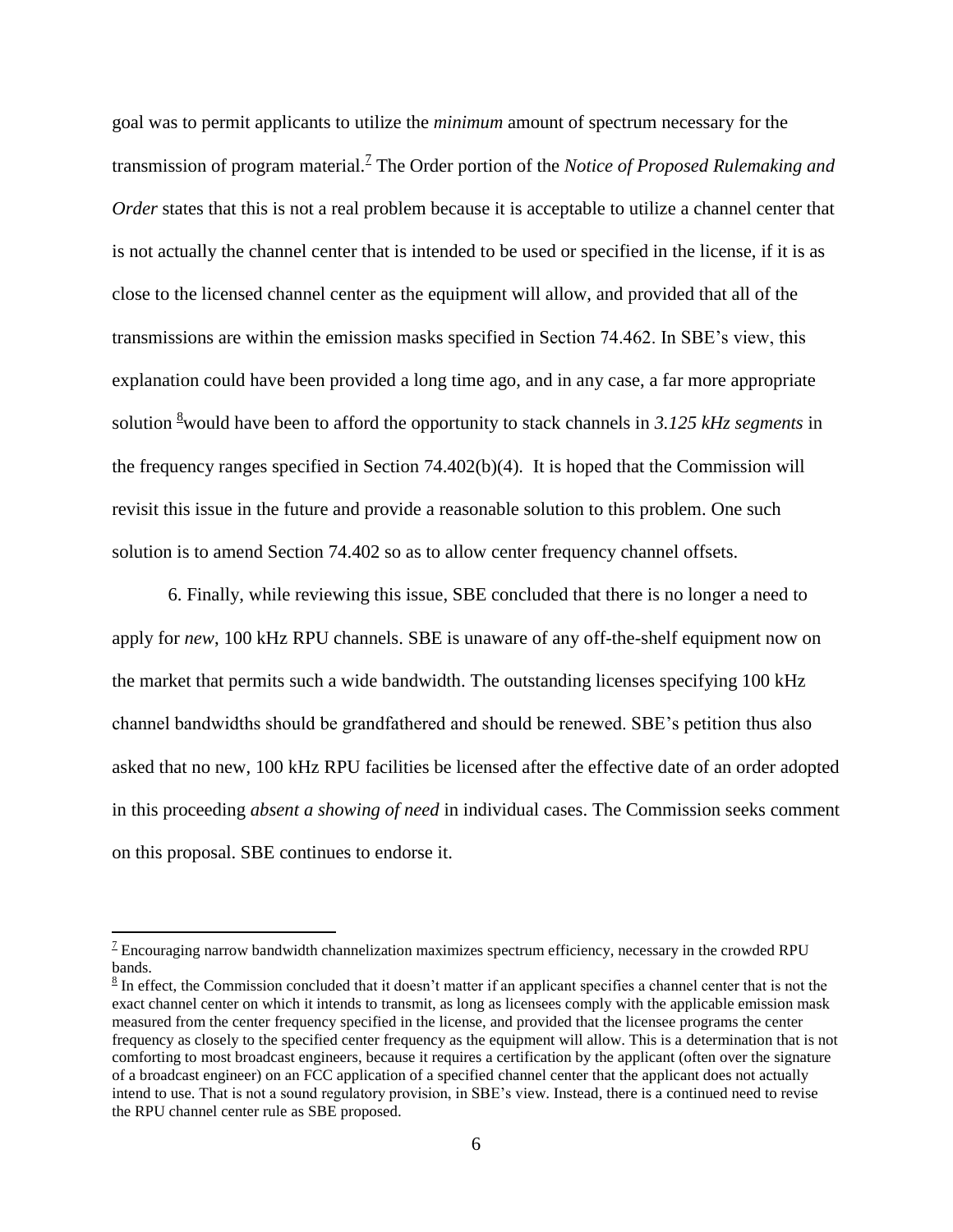goal was to permit applicants to utilize the *minimum* amount of spectrum necessary for the transmission of program material.[7] The Order portion of the *Notice of Proposed Rulemaking and Order* states that this is not a real problem because it is acceptable to utilize a channel center that is not actually the channel center that is intended to be used or specified in the license, if it is as close to the licensed channel center as the equipment will allow, and provided that all of the transmissions are within the emission masks specified in Section 74.462. In SBE's view, this explanation could have been provided a long time ago, and in any case, a far more appropriate solution [8]would have been to afford the opportunity to stack channels in *3.125 kHz segments* in the frequency ranges specified in Section 74.402(b)(4). It is hoped that the Commission will revisit this issue in the future and provide a reasonable solution to this problem. One such solution is to amend Section 74.402 so as to allow center frequency channel offsets.

6. Finally, while reviewing this issue, SBE concluded that there is no longer a need to apply for *new*, 100 kHz RPU channels. SBE is unaware of any off-the-shelf equipment now on the market that permits such a wide bandwidth. The outstanding licenses specifying 100 kHz channel bandwidths should be grandfathered and should be renewed. SBE's petition thus also asked that no new, 100 kHz RPU facilities be licensed after the effective date of an order adopted in this proceeding *absent a showing of need* in individual cases. The Commission seeks comment on this proposal. SBE continues to endorse it.

---

[7] Encouraging narrow bandwidth channelization maximizes spectrum efficiency, necessary in the crowded RPU bands.

[8] In effect, the Commission concluded that it doesn't matter if an applicant specifies a channel center that is not the exact channel center on which it intends to transmit, as long as licensees comply with the applicable emission mask measured from the center frequency specified in the license, and provided that the licensee programs the center frequency as closely to the specified center frequency as the equipment will allow. This is a determination that is not comforting to most broadcast engineers, because it requires a certification by the applicant (often over the signature of a broadcast engineer) on an FCC application of a specified channel center that the applicant does not actually intend to use. That is not a sound regulatory provision, in SBE's view. Instead, there is a continued need to revise the RPU channel center rule as SBE proposed.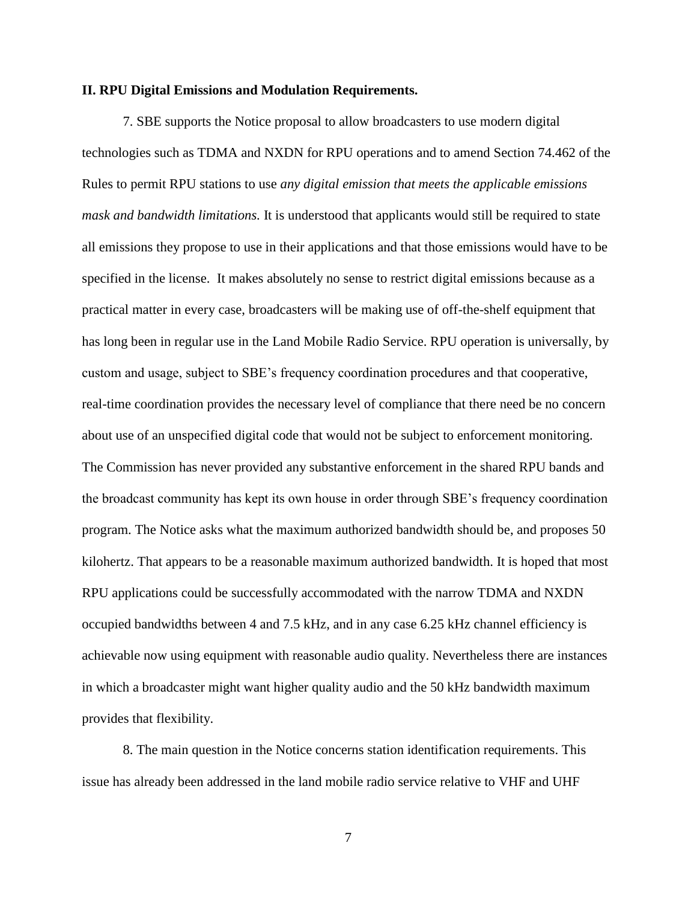**II. RPU Digital Emissions and Modulation Requirements.**

7. SBE supports the Notice proposal to allow broadcasters to use modern digital technologies such as TDMA and NXDN for RPU operations and to amend Section 74.462 of the Rules to permit RPU stations to use *any digital emission that meets the applicable emissions mask and bandwidth limitations.* It is understood that applicants would still be required to state all emissions they propose to use in their applications and that those emissions would have to be specified in the license. It makes absolutely no sense to restrict digital emissions because as a practical matter in every case, broadcasters will be making use of off-the-shelf equipment that has long been in regular use in the Land Mobile Radio Service. RPU operation is universally, by custom and usage, subject to SBE's frequency coordination procedures and that cooperative, real-time coordination provides the necessary level of compliance that there need be no concern about use of an unspecified digital code that would not be subject to enforcement monitoring. The Commission has never provided any substantive enforcement in the shared RPU bands and the broadcast community has kept its own house in order through SBE's frequency coordination program. The Notice asks what the maximum authorized bandwidth should be, and proposes 50 kilohertz. That appears to be a reasonable maximum authorized bandwidth. It is hoped that most RPU applications could be successfully accommodated with the narrow TDMA and NXDN occupied bandwidths between 4 and 7.5 kHz, and in any case 6.25 kHz channel efficiency is achievable now using equipment with reasonable audio quality. Nevertheless there are instances in which a broadcaster might want higher quality audio and the 50 kHz bandwidth maximum provides that flexibility.

8. The main question in the Notice concerns station identification requirements. This issue has already been addressed in the land mobile radio service relative to VHF and UHF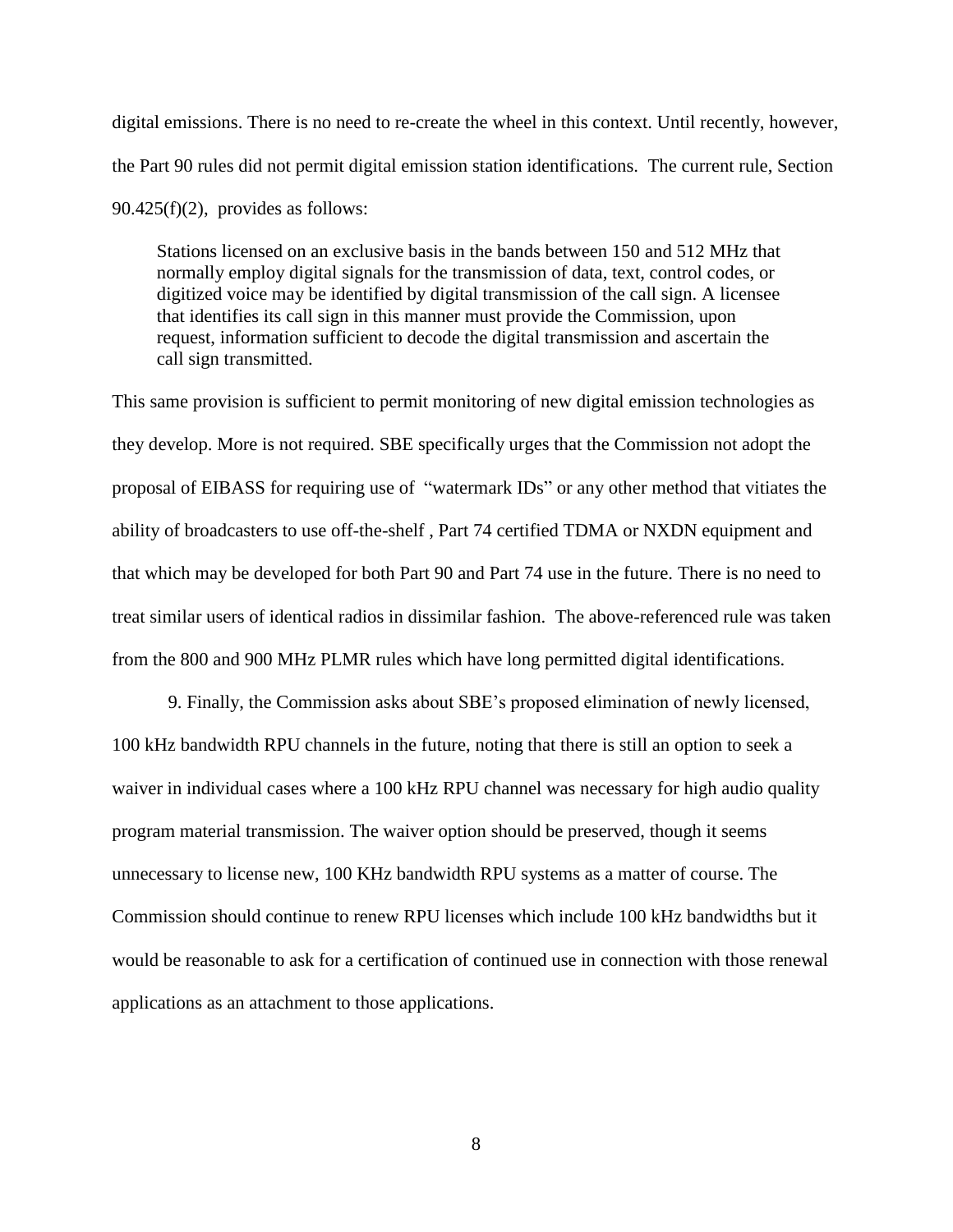digital emissions. There is no need to re-create the wheel in this context. Until recently, however, the Part 90 rules did not permit digital emission station identifications. The current rule, Section 90.425(f)(2), provides as follows:

> Stations licensed on an exclusive basis in the bands between 150 and 512 MHz that normally employ digital signals for the transmission of data, text, control codes, or digitized voice may be identified by digital transmission of the call sign. A licensee that identifies its call sign in this manner must provide the Commission, upon request, information sufficient to decode the digital transmission and ascertain the call sign transmitted.

This same provision is sufficient to permit monitoring of new digital emission technologies as they develop. More is not required. SBE specifically urges that the Commission not adopt the proposal of EIBASS for requiring use of "watermark IDs" or any other method that vitiates the ability of broadcasters to use off-the-shelf , Part 74 certified TDMA or NXDN equipment and that which may be developed for both Part 90 and Part 74 use in the future. There is no need to treat similar users of identical radios in dissimilar fashion. The above-referenced rule was taken from the 800 and 900 MHz PLMR rules which have long permitted digital identifications.

9. Finally, the Commission asks about SBE's proposed elimination of newly licensed, 100 kHz bandwidth RPU channels in the future, noting that there is still an option to seek a waiver in individual cases where a 100 kHz RPU channel was necessary for high audio quality program material transmission. The waiver option should be preserved, though it seems unnecessary to license new, 100 KHz bandwidth RPU systems as a matter of course. The Commission should continue to renew RPU licenses which include 100 kHz bandwidths but it would be reasonable to ask for a certification of continued use in connection with those renewal applications as an attachment to those applications.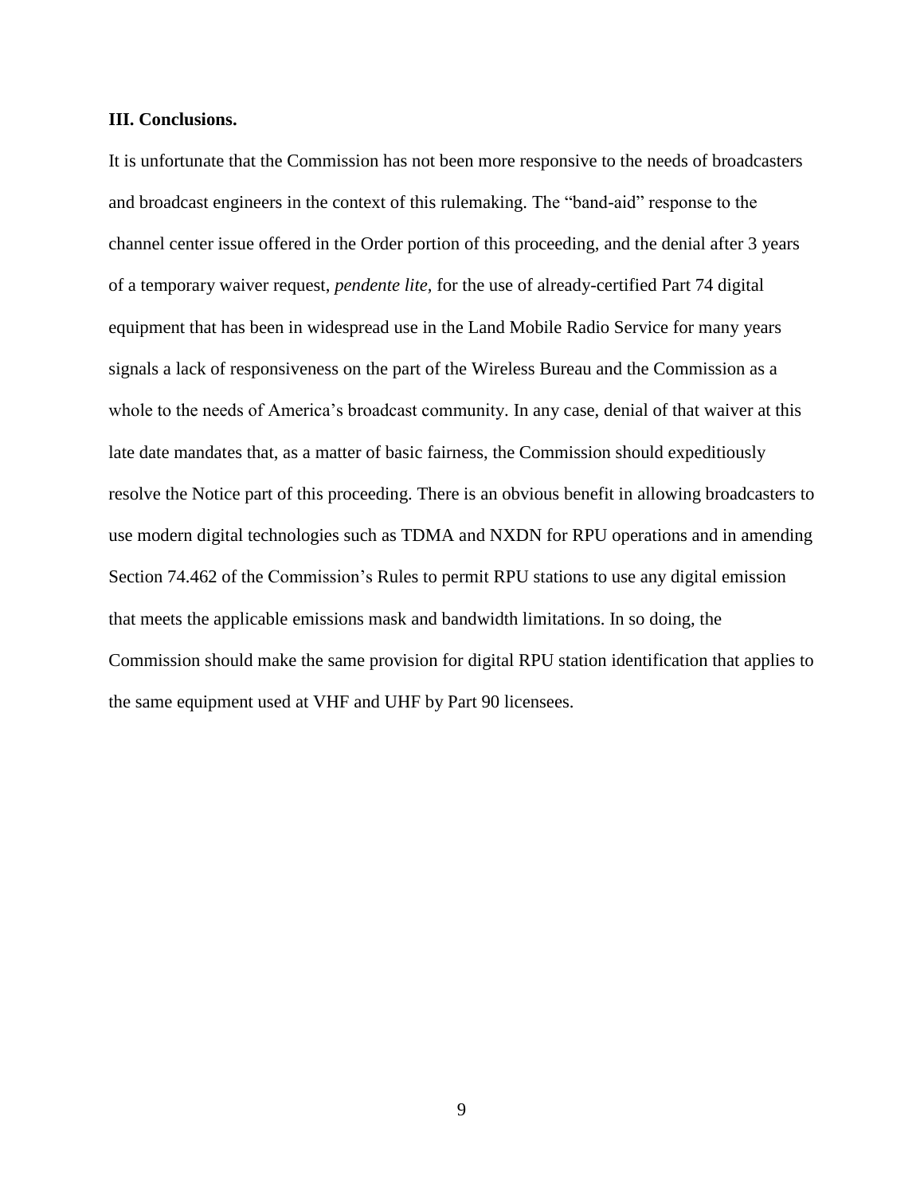**III. Conclusions.**

It is unfortunate that the Commission has not been more responsive to the needs of broadcasters and broadcast engineers in the context of this rulemaking. The "band-aid" response to the channel center issue offered in the Order portion of this proceeding, and the denial after 3 years of a temporary waiver request, *pendente lite*, for the use of already-certified Part 74 digital equipment that has been in widespread use in the Land Mobile Radio Service for many years signals a lack of responsiveness on the part of the Wireless Bureau and the Commission as a whole to the needs of America's broadcast community. In any case, denial of that waiver at this late date mandates that, as a matter of basic fairness, the Commission should expeditiously resolve the Notice part of this proceeding. There is an obvious benefit in allowing broadcasters to use modern digital technologies such as TDMA and NXDN for RPU operations and in amending Section 74.462 of the Commission's Rules to permit RPU stations to use any digital emission that meets the applicable emissions mask and bandwidth limitations. In so doing, the Commission should make the same provision for digital RPU station identification that applies to the same equipment used at VHF and UHF by Part 90 licensees.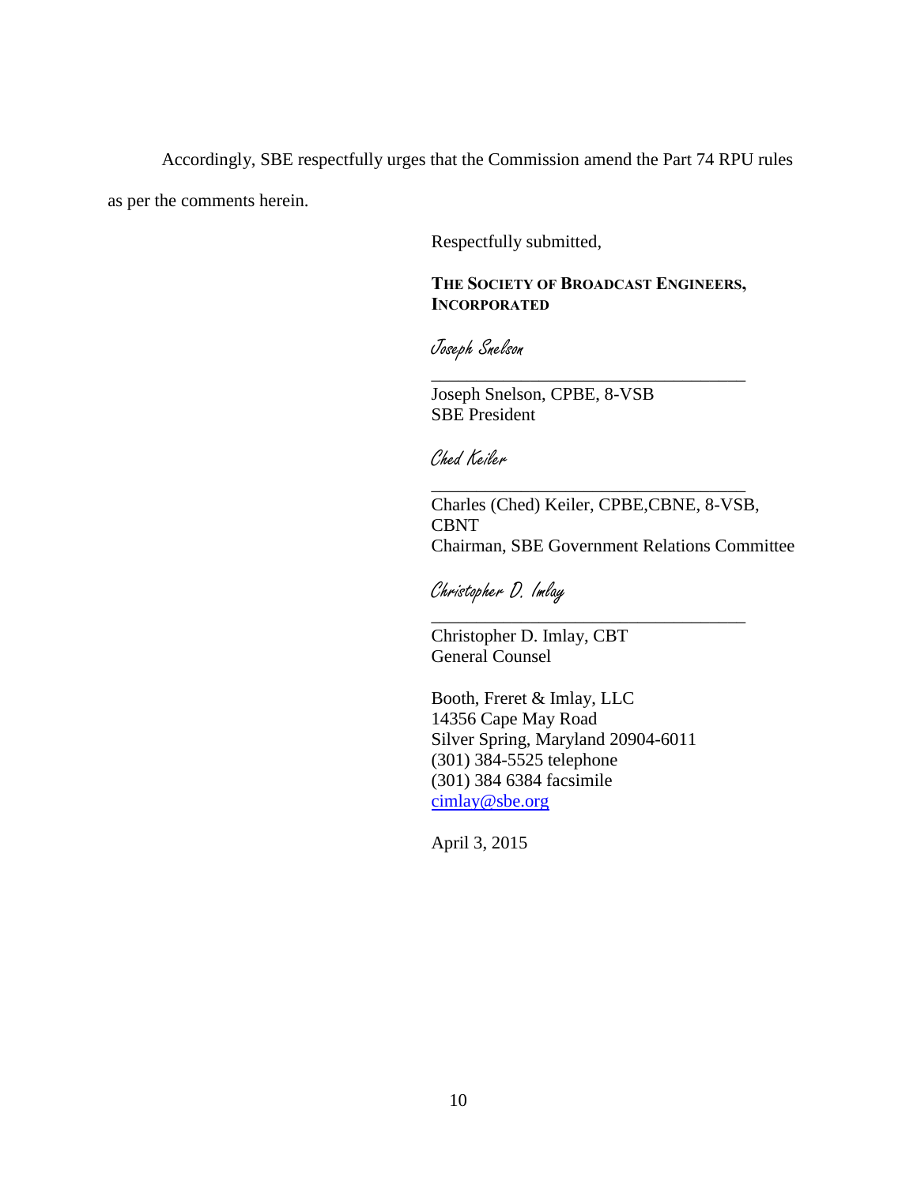Accordingly, SBE respectfully urges that the Commission amend the Part 74 RPU rules as per the comments herein.

Respectfully submitted,

**THE SOCIETY OF BROADCAST ENGINEERS, INCORPORATED**

*Joseph Snelson*
\_\_\_\_\_\_\_\_\_\_\_\_\_\_\_\_\_\_\_\_\_\_\_\_\_\_\_\_\_\_\_\_\_\_\_
Joseph Snelson, CPBE, 8-VSB
SBE President

*Ched Keiler*
\_\_\_\_\_\_\_\_\_\_\_\_\_\_\_\_\_\_\_\_\_\_\_\_\_\_\_\_\_\_\_\_\_\_\_
Charles (Ched) Keiler, CPBE,CBNE, 8-VSB, CBNT
Chairman, SBE Government Relations Committee

*Christopher D. Imlay*
\_\_\_\_\_\_\_\_\_\_\_\_\_\_\_\_\_\_\_\_\_\_\_\_\_\_\_\_\_\_\_\_\_\_\_
Christopher D. Imlay, CBT
General Counsel

Booth, Freret & Imlay, LLC
14356 Cape May Road
Silver Spring, Maryland 20904-6011
(301) 384-5525 telephone
(301) 384 6384 facsimile
cimlay@sbe.org

April 3, 2015